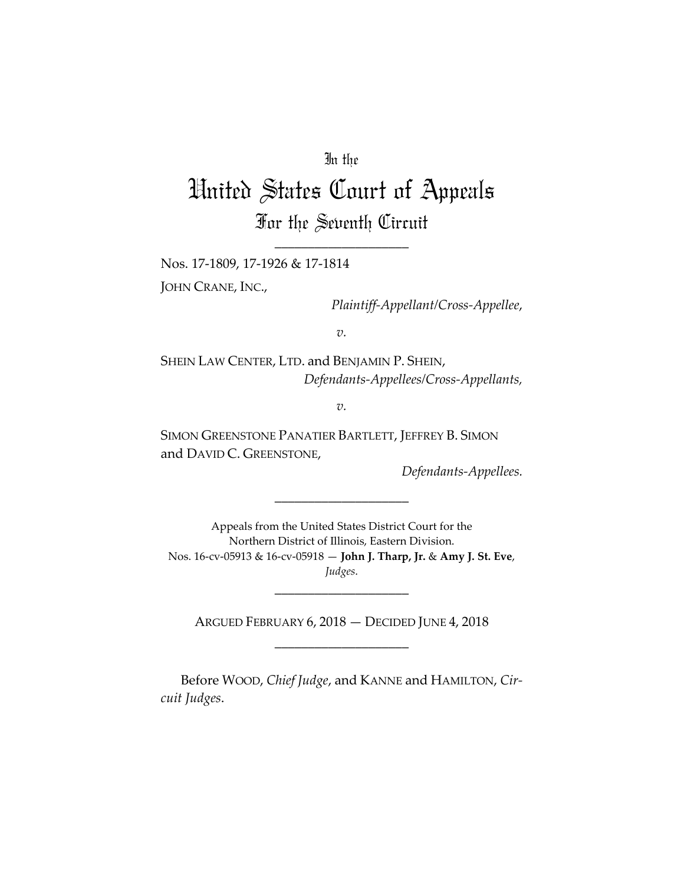In the

# United States Court of Appeals

## For the Seventh Circuit

---

Nos. 17-1809, 17-1926 & 17-1814

JOHN CRANE, INC.,

*Plaintiff-Appellant/Cross-Appellee*,

*v.*

SHEIN LAW CENTER, LTD. and BENJAMIN P. SHEIN,

*Defendants-Appellees/Cross-Appellants*,

*v.*

SIMON GREENSTONE PANATIER BARTLETT, JEFFREY B. SIMON and DAVID C. GREENSTONE,

*Defendants-Appellees.*

---

Appeals from the United States District Court for the Northern District of Illinois, Eastern Division.
Nos. 16-cv-05913 & 16-cv-05918 — **John J. Tharp, Jr.** & **Amy J. St. Eve**, *Judges*.

---

ARGUED FEBRUARY 6, 2018 — DECIDED JUNE 4, 2018

---

Before WOOD, *Chief Judge*, and KANNE and HAMILTON, *Circuit Judges*.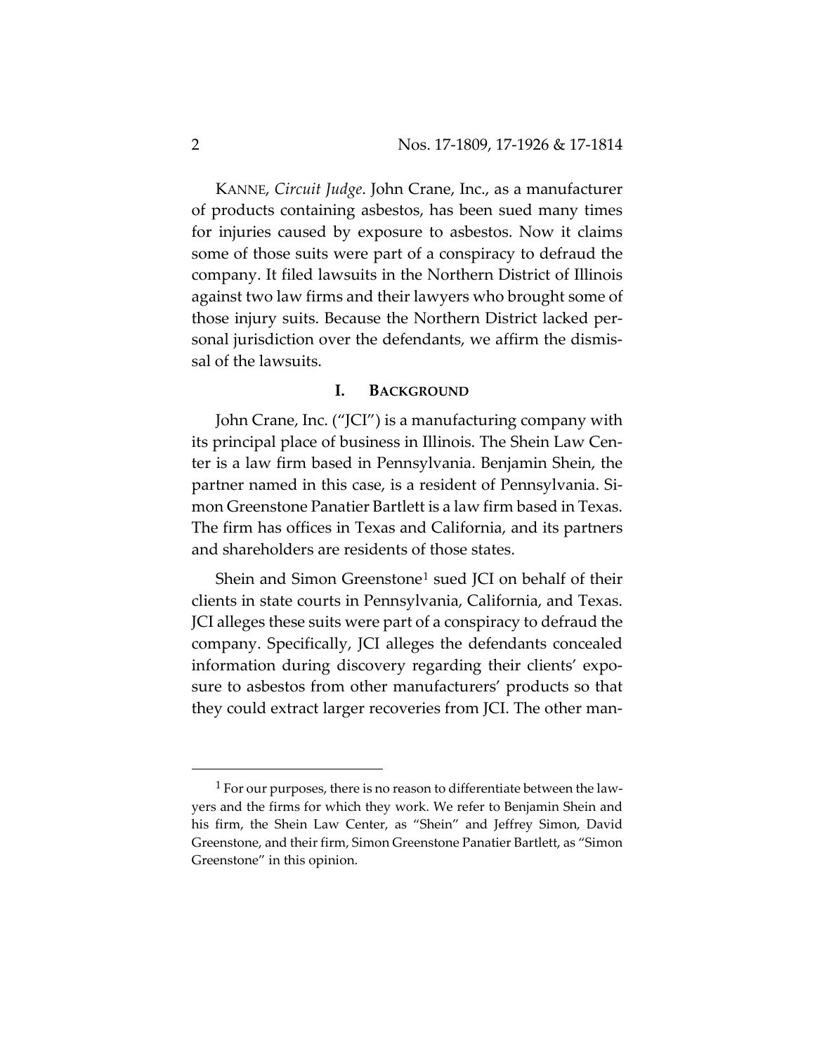KANNE, *Circuit Judge*. John Crane, Inc., as a manufacturer of products containing asbestos, has been sued many times for injuries caused by exposure to asbestos. Now it claims some of those suits were part of a conspiracy to defraud the company. It filed lawsuits in the Northern District of Illinois against two law firms and their lawyers who brought some of those injury suits. Because the Northern District lacked personal jurisdiction over the defendants, we affirm the dismissal of the lawsuits.

## I. BACKGROUND

John Crane, Inc. ("JCI") is a manufacturing company with its principal place of business in Illinois. The Shein Law Center is a law firm based in Pennsylvania. Benjamin Shein, the partner named in this case, is a resident of Pennsylvania. Simon Greenstone Panatier Bartlett is a law firm based in Texas. The firm has offices in Texas and California, and its partners and shareholders are residents of those states.

Shein and Simon Greenstone[1] sued JCI on behalf of their clients in state courts in Pennsylvania, California, and Texas. JCI alleges these suits were part of a conspiracy to defraud the company. Specifically, JCI alleges the defendants concealed information during discovery regarding their clients' exposure to asbestos from other manufacturers' products so that they could extract larger recoveries from JCI. The other man-

[1] For our purposes, there is no reason to differentiate between the lawyers and the firms for which they work. We refer to Benjamin Shein and his firm, the Shein Law Center, as "Shein" and Jeffrey Simon, David Greenstone, and their firm, Simon Greenstone Panatier Bartlett, as "Simon Greenstone" in this opinion.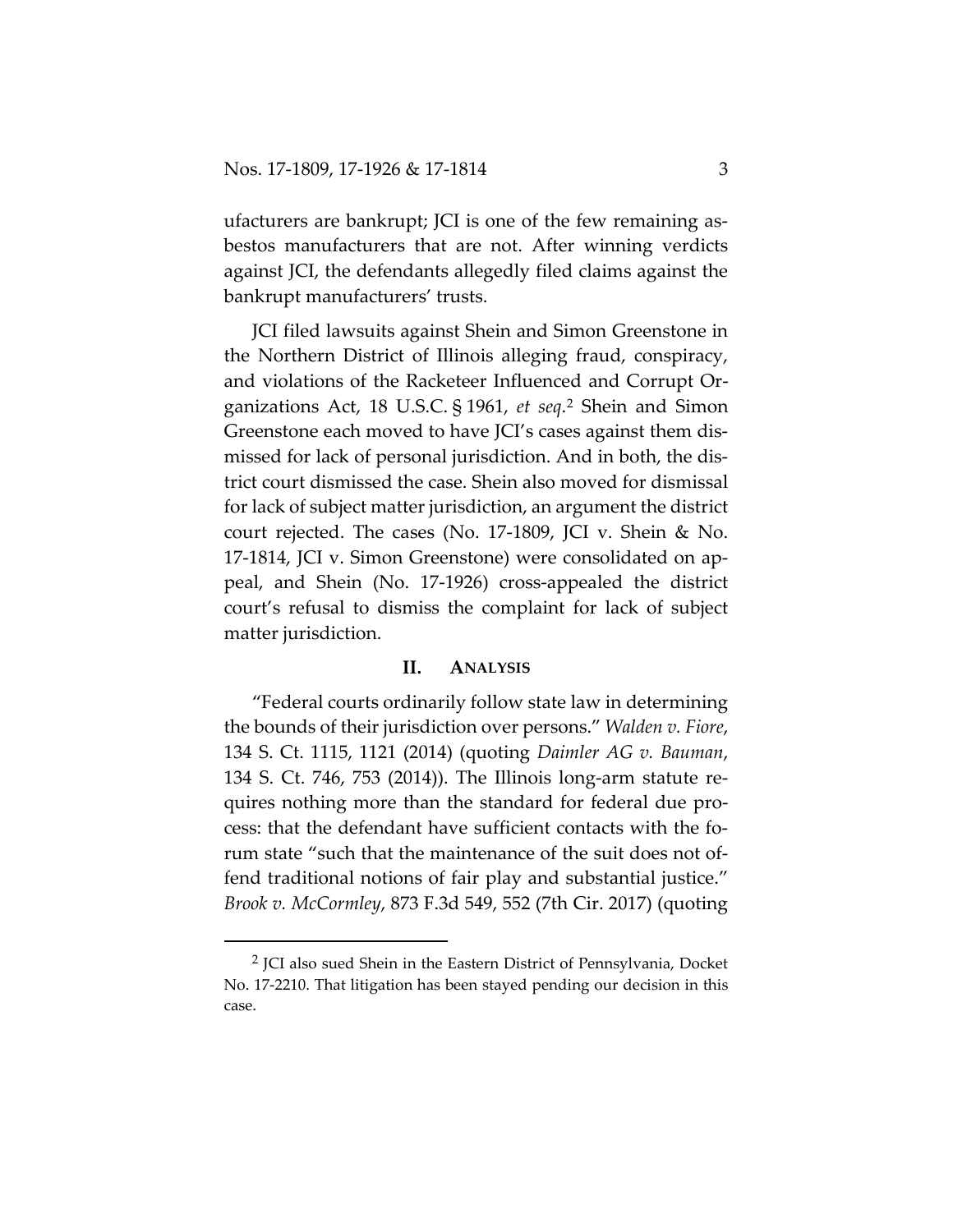ufacturers are bankrupt; JCI is one of the few remaining asbestos manufacturers that are not. After winning verdicts against JCI, the defendants allegedly filed claims against the bankrupt manufacturers' trusts.

JCI filed lawsuits against Shein and Simon Greenstone in the Northern District of Illinois alleging fraud, conspiracy, and violations of the Racketeer Influenced and Corrupt Organizations Act, 18 U.S.C. § 1961, *et seq*.[2] Shein and Simon Greenstone each moved to have JCI's cases against them dismissed for lack of personal jurisdiction. And in both, the district court dismissed the case. Shein also moved for dismissal for lack of subject matter jurisdiction, an argument the district court rejected. The cases (No. 17-1809, JCI v. Shein & No. 17-1814, JCI v. Simon Greenstone) were consolidated on appeal, and Shein (No. 17-1926) cross-appealed the district court's refusal to dismiss the complaint for lack of subject matter jurisdiction.

## II. ANALYSIS

"Federal courts ordinarily follow state law in determining the bounds of their jurisdiction over persons." *Walden v. Fiore*, 134 S. Ct. 1115, 1121 (2014) (quoting *Daimler AG v. Bauman*, 134 S. Ct. 746, 753 (2014)). The Illinois long-arm statute requires nothing more than the standard for federal due process: that the defendant have sufficient contacts with the forum state "such that the maintenance of the suit does not offend traditional notions of fair play and substantial justice." *Brook v. McCormley*, 873 F.3d 549, 552 (7th Cir. 2017) (quoting

---

[2] JCI also sued Shein in the Eastern District of Pennsylvania, Docket No. 17-2210. That litigation has been stayed pending our decision in this case.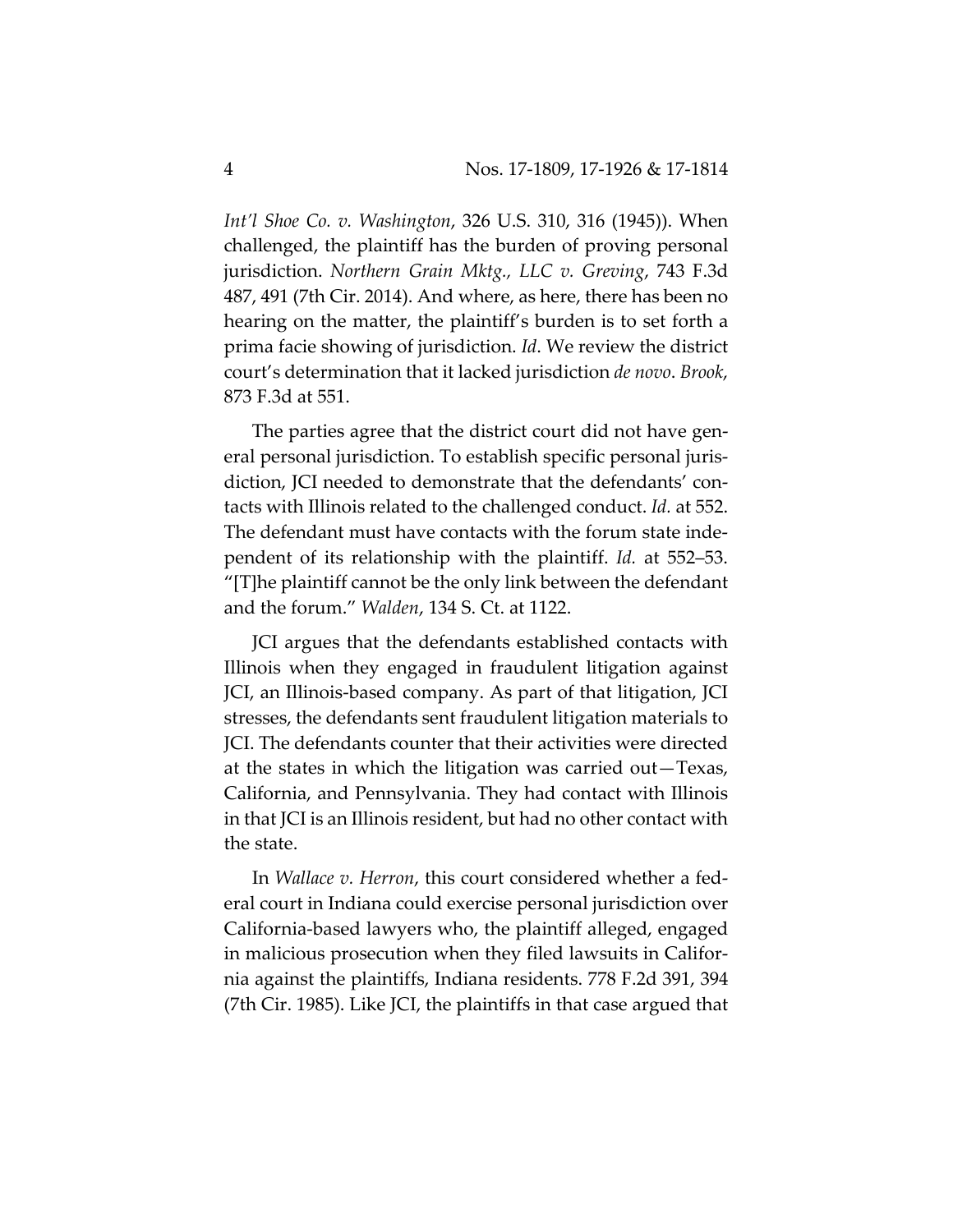*Int'l Shoe Co. v. Washington*, 326 U.S. 310, 316 (1945)). When challenged, the plaintiff has the burden of proving personal jurisdiction. *Northern Grain Mktg., LLC v. Greving*, 743 F.3d 487, 491 (7th Cir. 2014). And where, as here, there has been no hearing on the matter, the plaintiff's burden is to set forth a prima facie showing of jurisdiction. *Id*. We review the district court's determination that it lacked jurisdiction *de novo*. *Brook*, 873 F.3d at 551.

The parties agree that the district court did not have general personal jurisdiction. To establish specific personal jurisdiction, JCI needed to demonstrate that the defendants' contacts with Illinois related to the challenged conduct. *Id.* at 552. The defendant must have contacts with the forum state independent of its relationship with the plaintiff. *Id.* at 552–53. "[T]he plaintiff cannot be the only link between the defendant and the forum." *Walden*, 134 S. Ct. at 1122.

JCI argues that the defendants established contacts with Illinois when they engaged in fraudulent litigation against JCI, an Illinois-based company. As part of that litigation, JCI stresses, the defendants sent fraudulent litigation materials to JCI. The defendants counter that their activities were directed at the states in which the litigation was carried out—Texas, California, and Pennsylvania. They had contact with Illinois in that JCI is an Illinois resident, but had no other contact with the state.

In *Wallace v. Herron*, this court considered whether a federal court in Indiana could exercise personal jurisdiction over California-based lawyers who, the plaintiff alleged, engaged in malicious prosecution when they filed lawsuits in California against the plaintiffs, Indiana residents. 778 F.2d 391, 394 (7th Cir. 1985). Like JCI, the plaintiffs in that case argued that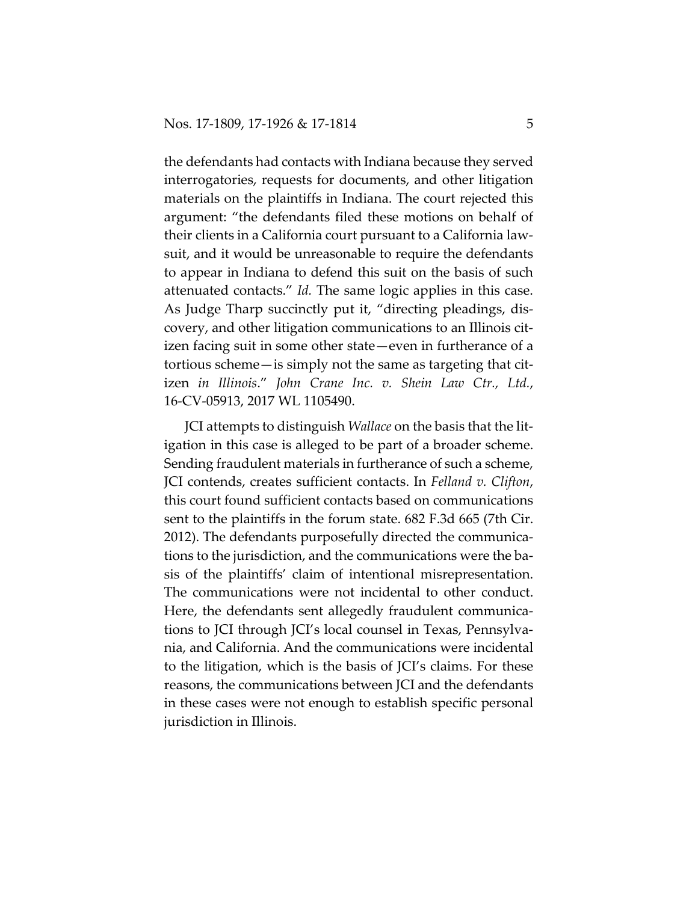the defendants had contacts with Indiana because they served interrogatories, requests for documents, and other litigation materials on the plaintiffs in Indiana. The court rejected this argument: "the defendants filed these motions on behalf of their clients in a California court pursuant to a California lawsuit, and it would be unreasonable to require the defendants to appear in Indiana to defend this suit on the basis of such attenuated contacts." *Id.* The same logic applies in this case. As Judge Tharp succinctly put it, "directing pleadings, discovery, and other litigation communications to an Illinois citizen facing suit in some other state—even in furtherance of a tortious scheme—is simply not the same as targeting that citizen *in Illinois*." *John Crane Inc. v. Shein Law Ctr., Ltd.*, 16-CV-05913, 2017 WL 1105490.

JCI attempts to distinguish *Wallace* on the basis that the litigation in this case is alleged to be part of a broader scheme. Sending fraudulent materials in furtherance of such a scheme, JCI contends, creates sufficient contacts. In *Felland v. Clifton*, this court found sufficient contacts based on communications sent to the plaintiffs in the forum state. 682 F.3d 665 (7th Cir. 2012). The defendants purposefully directed the communications to the jurisdiction, and the communications were the basis of the plaintiffs' claim of intentional misrepresentation. The communications were not incidental to other conduct. Here, the defendants sent allegedly fraudulent communications to JCI through JCI's local counsel in Texas, Pennsylvania, and California. And the communications were incidental to the litigation, which is the basis of JCI's claims. For these reasons, the communications between JCI and the defendants in these cases were not enough to establish specific personal jurisdiction in Illinois.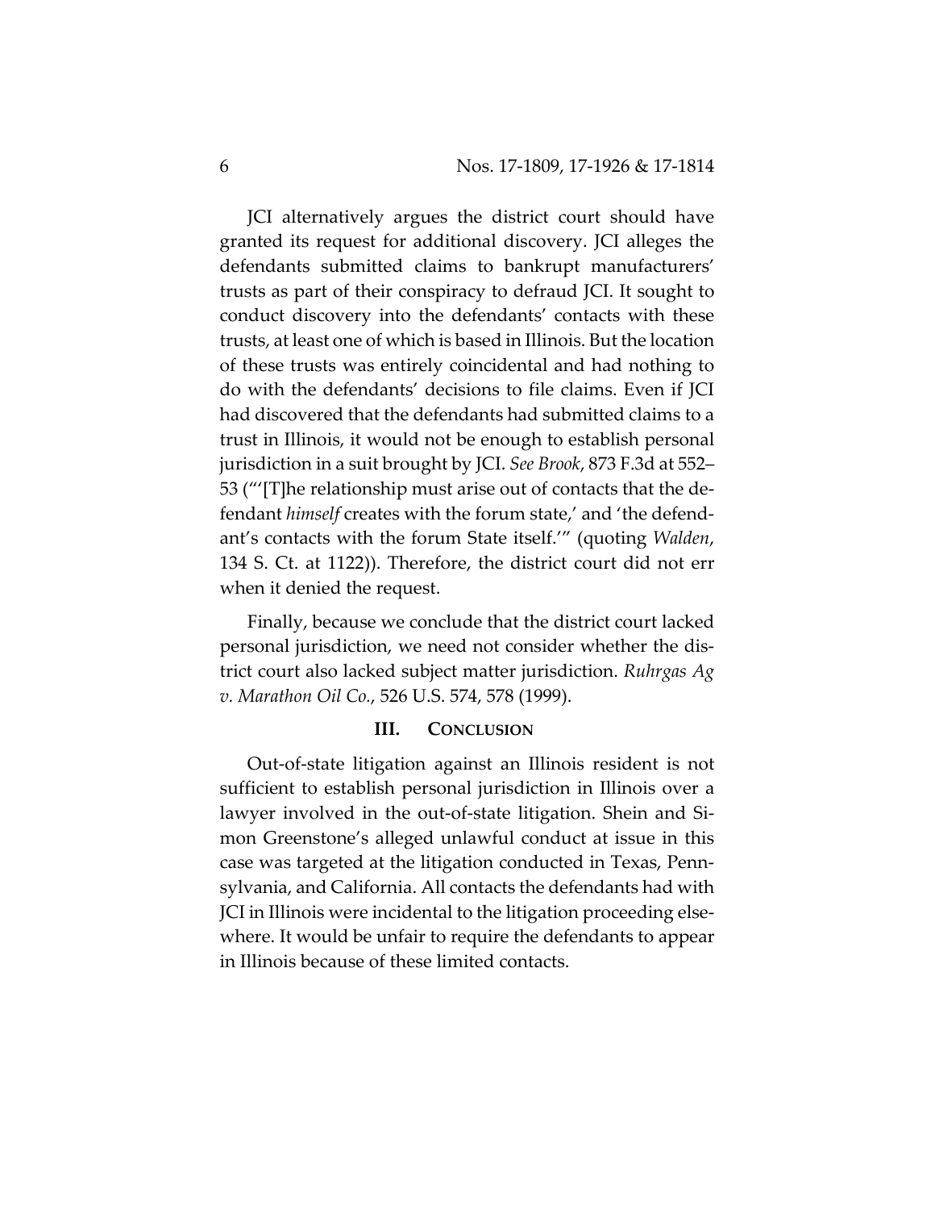JCI alternatively argues the district court should have granted its request for additional discovery. JCI alleges the defendants submitted claims to bankrupt manufacturers' trusts as part of their conspiracy to defraud JCI. It sought to conduct discovery into the defendants' contacts with these trusts, at least one of which is based in Illinois. But the location of these trusts was entirely coincidental and had nothing to do with the defendants' decisions to file claims. Even if JCI had discovered that the defendants had submitted claims to a trust in Illinois, it would not be enough to establish personal jurisdiction in a suit brought by JCI. *See Brook*, 873 F.3d at 552–53 ("'[T]he relationship must arise out of contacts that the defendant *himself* creates with the forum state,' and 'the defendant's contacts with the forum State itself.'" (quoting *Walden*, 134 S. Ct. at 1122)). Therefore, the district court did not err when it denied the request.

Finally, because we conclude that the district court lacked personal jurisdiction, we need not consider whether the district court also lacked subject matter jurisdiction. *Ruhrgas Ag v. Marathon Oil Co.*, 526 U.S. 574, 578 (1999).

## III. CONCLUSION

Out-of-state litigation against an Illinois resident is not sufficient to establish personal jurisdiction in Illinois over a lawyer involved in the out-of-state litigation. Shein and Simon Greenstone's alleged unlawful conduct at issue in this case was targeted at the litigation conducted in Texas, Pennsylvania, and California. All contacts the defendants had with JCI in Illinois were incidental to the litigation proceeding elsewhere. It would be unfair to require the defendants to appear in Illinois because of these limited contacts.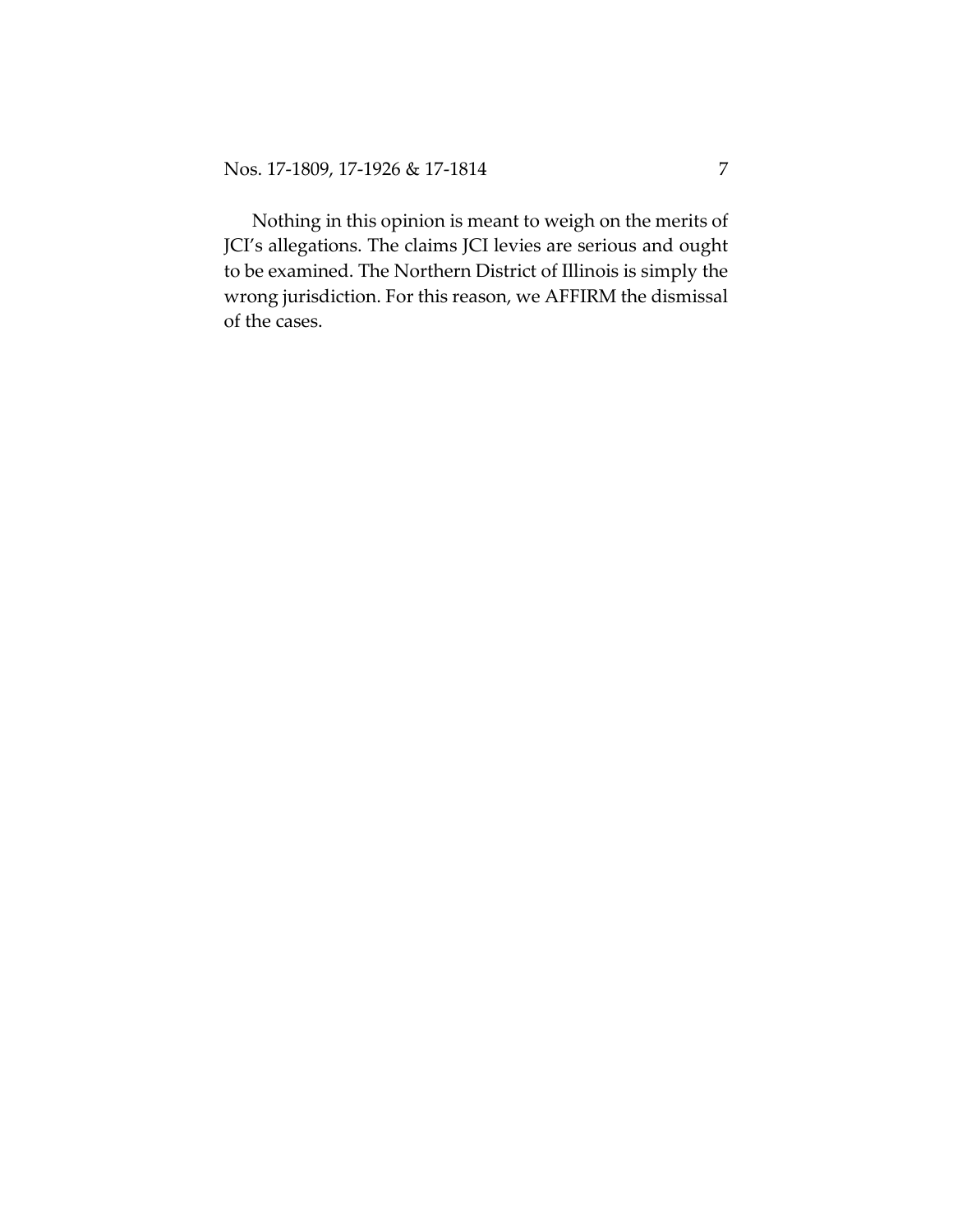Nothing in this opinion is meant to weigh on the merits of JCI's allegations. The claims JCI levies are serious and ought to be examined. The Northern District of Illinois is simply the wrong jurisdiction. For this reason, we AFFIRM the dismissal of the cases.